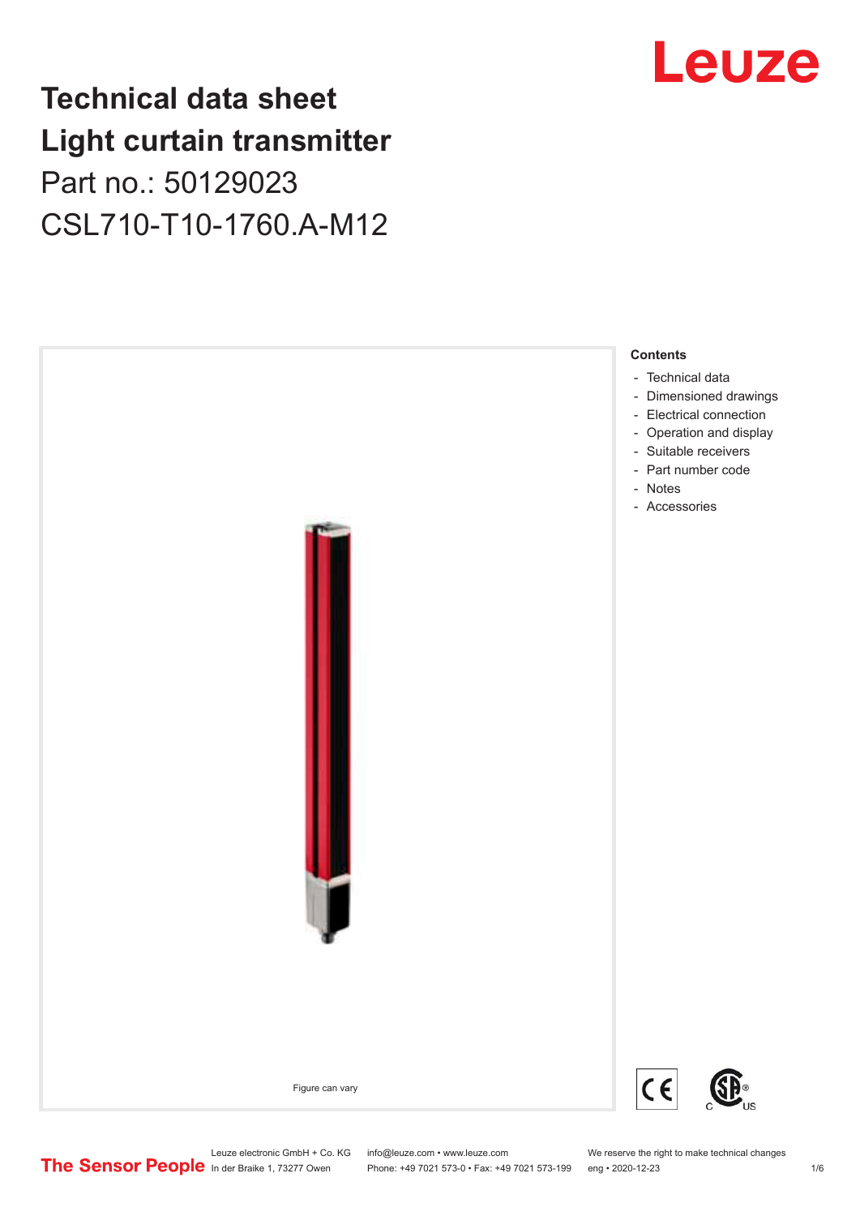# Technical data sheet
# Light curtain transmitter

Part no.: 50129023

CSL710-T10-1760.A-M12

Figure can vary

**Contents**

- Technical data
- Dimensioned drawings
- Electrical connection
- Operation and display
- Suitable receivers
- Part number code
- Notes
- Accessories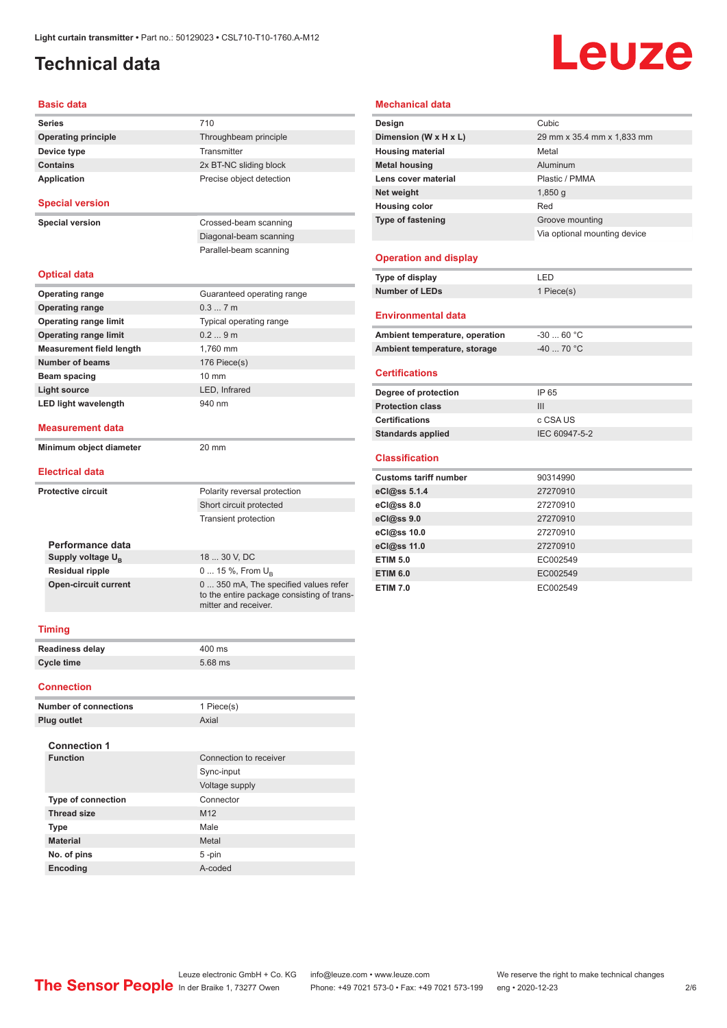Light curtain transmitter • Part no.: 50129023 • CSL710-T10-1760.A-M12

# Technical data

## Basic data

| | |
|---|---|
| **Series** | 710 |
| **Operating principle** | Throughbeam principle |
| **Device type** | Transmitter |
| **Contains** | 2x BT-NC sliding block |
| **Application** | Precise object detection |

## Special version

| | |
|---|---|
| **Special version** | Crossed-beam scanning |
| | Diagonal-beam scanning |
| | Parallel-beam scanning |

## Optical data

| | |
|---|---|
| **Operating range** | Guaranteed operating range |
| **Operating range** | 0.3 ... 7 m |
| **Operating range limit** | Typical operating range |
| **Operating range limit** | 0.2 ... 9 m |
| **Measurement field length** | 1,760 mm |
| **Number of beams** | 176 Piece(s) |
| **Beam spacing** | 10 mm |
| **Light source** | LED, Infrared |
| **LED light wavelength** | 940 nm |

## Measurement data

| | |
|---|---|
| **Minimum object diameter** | 20 mm |

## Electrical data

| | |
|---|---|
| **Protective circuit** | Polarity reversal protection |
| | Short circuit protected |
| | Transient protection |

### Performance data

| | |
|---|---|
| **Supply voltage $U_B$** | 18 ... 30 V, DC |
| **Residual ripple** | 0 ... 15 %, From $U_B$ |
| **Open-circuit current** | 0 ... 350 mA, The specified values refer to the entire package consisting of transmitter and receiver. |

## Timing

| | |
|---|---|
| **Readiness delay** | 400 ms |
| **Cycle time** | 5.68 ms |

## Connection

| | |
|---|---|
| **Number of connections** | 1 Piece(s) |
| **Plug outlet** | Axial |

### Connection 1

| | |
|---|---|
| **Function** | Connection to receiver |
| | Sync-input |
| | Voltage supply |
| **Type of connection** | Connector |
| **Thread size** | M12 |
| **Type** | Male |
| **Material** | Metal |
| **No. of pins** | 5 -pin |
| **Encoding** | A-coded |

## Mechanical data

| | |
|---|---|
| **Design** | Cubic |
| **Dimension (W x H x L)** | 29 mm x 35.4 mm x 1,833 mm |
| **Housing material** | Metal |
| **Metal housing** | Aluminum |
| **Lens cover material** | Plastic / PMMA |
| **Net weight** | 1,850 g |
| **Housing color** | Red |
| **Type of fastening** | Groove mounting |
| | Via optional mounting device |

## Operation and display

| | |
|---|---|
| **Type of display** | LED |
| **Number of LEDs** | 1 Piece(s) |

## Environmental data

| | |
|---|---|
| **Ambient temperature, operation** | -30 ... 60 °C |
| **Ambient temperature, storage** | -40 ... 70 °C |

## Certifications

| | |
|---|---|
| **Degree of protection** | IP 65 |
| **Protection class** | III |
| **Certifications** | c CSA US |
| **Standards applied** | IEC 60947-5-2 |

## Classification

| | |
|---|---|
| **Customs tariff number** | 90314990 |
| **eCl@ss 5.1.4** | 27270910 |
| **eCl@ss 8.0** | 27270910 |
| **eCl@ss 9.0** | 27270910 |
| **eCl@ss 10.0** | 27270910 |
| **eCl@ss 11.0** | 27270910 |
| **ETIM 5.0** | EC002549 |
| **ETIM 6.0** | EC002549 |
| **ETIM 7.0** | EC002549 |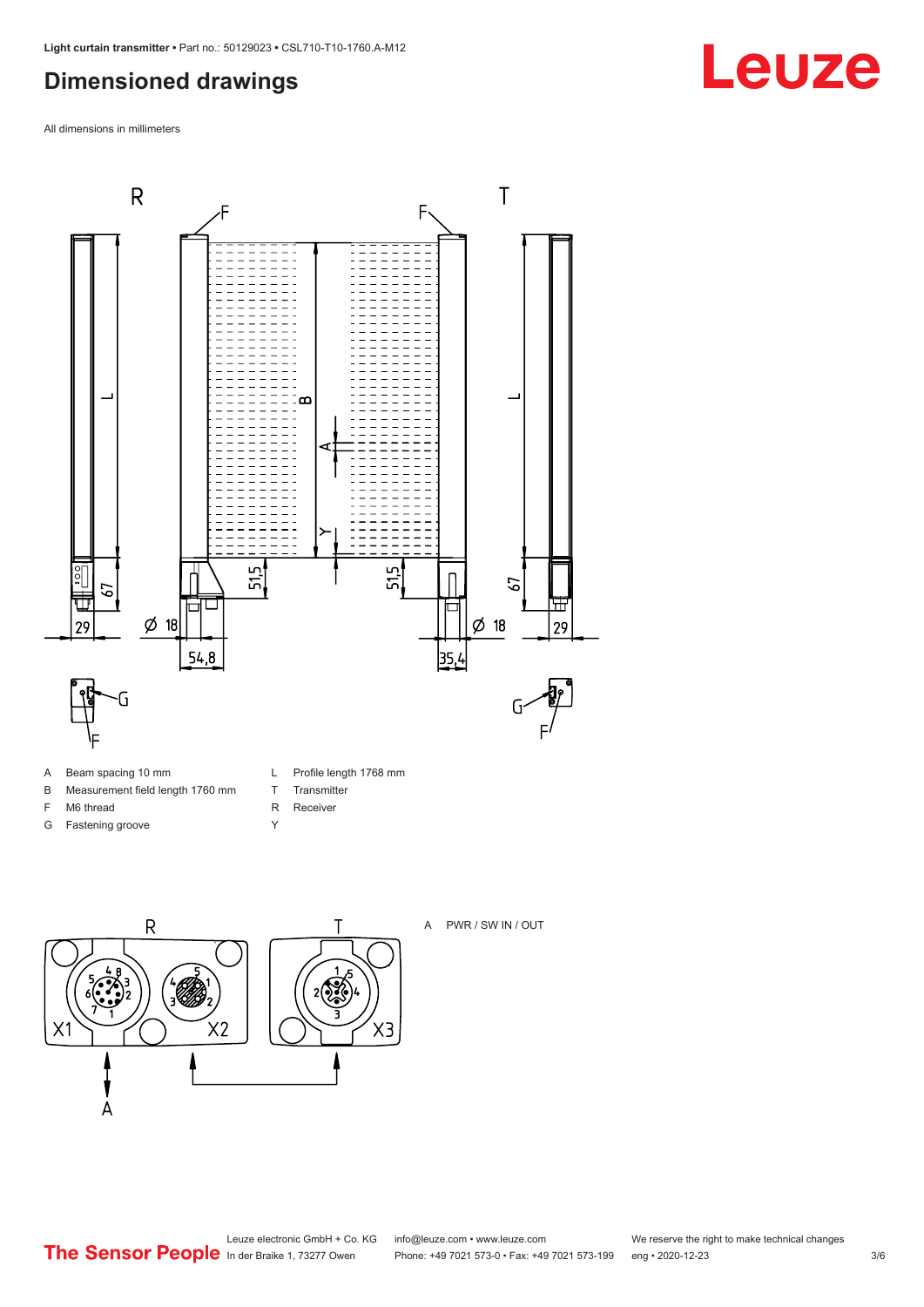## Dimensioned drawings

All dimensions in millimeters

| | | | |
|---|---|---|---|
| A | Beam spacing 10 mm | L | Profile length 1768 mm |
| B | Measurement field length 1760 mm | T | Transmitter |
| F | M6 thread | R | Receiver |
| G | Fastening groove | Y | |

A PWR / SW IN / OUT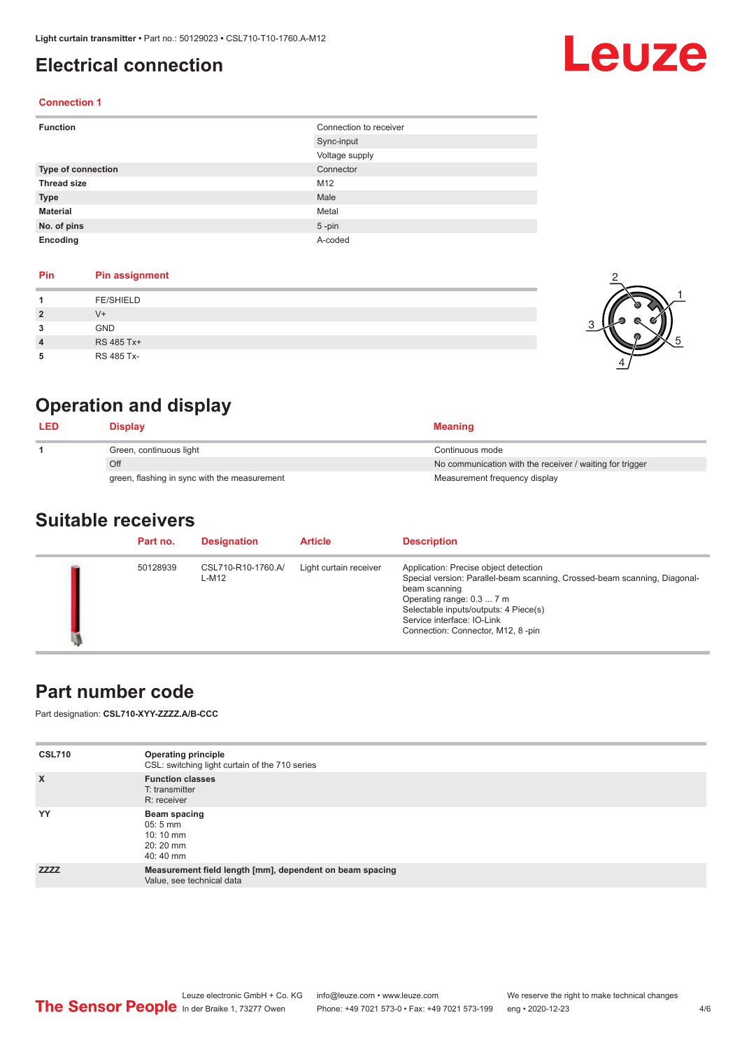# Electrical connection

## Connection 1

| | |
|---|---|
| **Function** | Connection to receiver |
| | Sync-input |
| | Voltage supply |
| **Type of connection** | Connector |
| **Thread size** | M12 |
| **Type** | Male |
| **Material** | Metal |
| **No. of pins** | 5 -pin |
| **Encoding** | A-coded |

| Pin | Pin assignment |
|---|---|
| **1** | FE/SHIELD |
| **2** | V+ |
| **3** | GND |
| **4** | RS 485 Tx+ |
| **5** | RS 485 Tx- |

# Operation and display

| LED | Display | Meaning |
|---|---|---|
| **1** | Green, continuous light | Continuous mode |
| | Off | No communication with the receiver / waiting for trigger |
| | green, flashing in sync with the measurement | Measurement frequency display |

# Suitable receivers

| | Part no. | Designation | Article | Description |
|---|---|---|---|---|
| | 50128939 | CSL710-R10-1760.A/L-M12 | Light curtain receiver | Application: Precise object detection<br>Special version: Parallel-beam scanning, Crossed-beam scanning, Diagonal-beam scanning<br>Operating range: 0.3 ... 7 m<br>Selectable inputs/outputs: 4 Piece(s)<br>Service interface: IO-Link<br>Connection: Connector, M12, 8 -pin |

# Part number code

Part designation: **CSL710-XYY-ZZZZ.A/B-CCC**

| | |
|---|---|
| **CSL710** | **Operating principle**<br>CSL: switching light curtain of the 710 series |
| **X** | **Function classes**<br>T: transmitter<br>R: receiver |
| **YY** | **Beam spacing**<br>05: 5 mm<br>10: 10 mm<br>20: 20 mm<br>40: 40 mm |
| **ZZZZ** | **Measurement field length [mm], dependent on beam spacing**<br>Value, see technical data |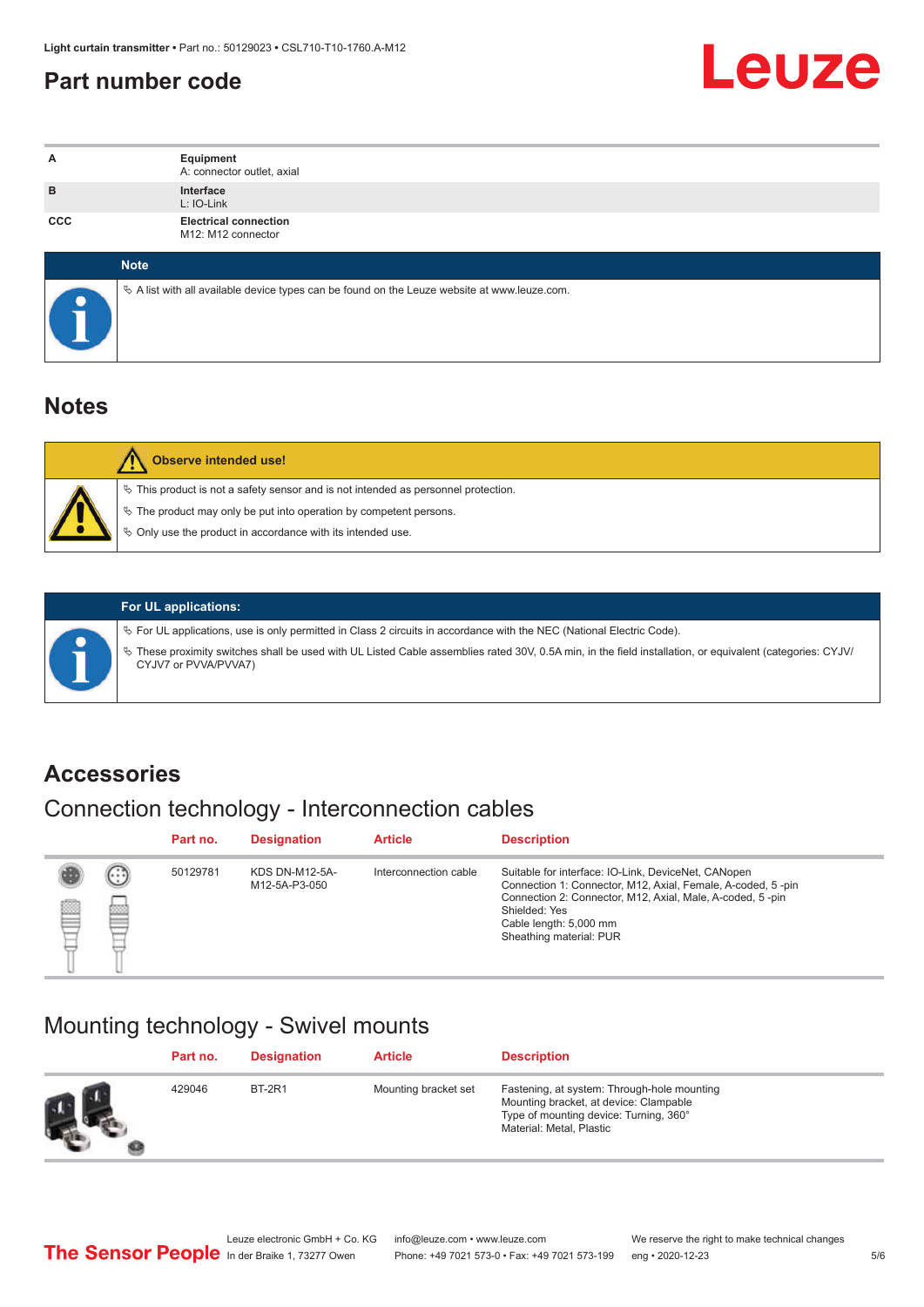## Part number code

| | |
|---|---|
| A | **Equipment**<br>A: connector outlet, axial |
| B | **Interface**<br>L: IO-Link |
| CCC | **Electrical connection**<br>M12: M12 connector |

**Note**

- A list with all available device types can be found on the Leuze website at www.leuze.com.

## Notes

**Observe intended use!**

- This product is not a safety sensor and is not intended as personnel protection.
- The product may only be put into operation by competent persons.
- Only use the product in accordance with its intended use.

**For UL applications:**

- For UL applications, use is only permitted in Class 2 circuits in accordance with the NEC (National Electric Code).
- These proximity switches shall be used with UL Listed Cable assemblies rated 30V, 0.5A min, in the field installation, or equivalent (categories: CYJV/CYJV7 or PVVA/PVVA7)

## Accessories

### Connection technology - Interconnection cables

| Part no. | Designation | Article | Description |
|---|---|---|---|
| 50129781 | KDS DN-M12-5A-M12-5A-P3-050 | Interconnection cable | Suitable for interface: IO-Link, DeviceNet, CANopen<br>Connection 1: Connector, M12, Axial, Female, A-coded, 5 -pin<br>Connection 2: Connector, M12, Axial, Male, A-coded, 5 -pin<br>Shielded: Yes<br>Cable length: 5,000 mm<br>Sheathing material: PUR |

### Mounting technology - Swivel mounts

| Part no. | Designation | Article | Description |
|---|---|---|---|
| 429046 | BT-2R1 | Mounting bracket set | Fastening, at system: Through-hole mounting<br>Mounting bracket, at device: Clampable<br>Type of mounting device: Turning, 360°<br>Material: Metal, Plastic |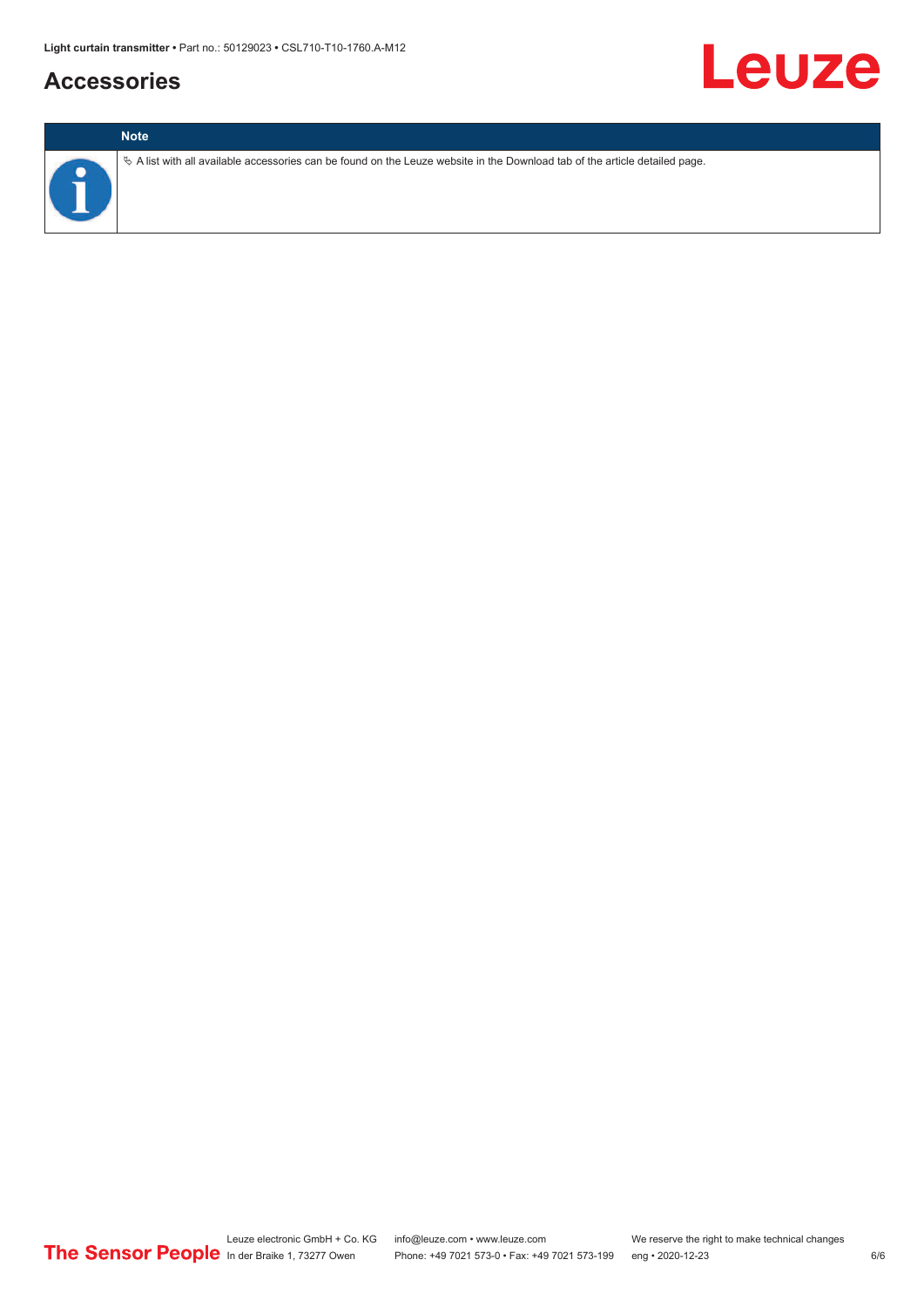## Accessories

| | Note |
|---|---|
| | ↳ A list with all available accessories can be found on the Leuze website in the Download tab of the article detailed page. |